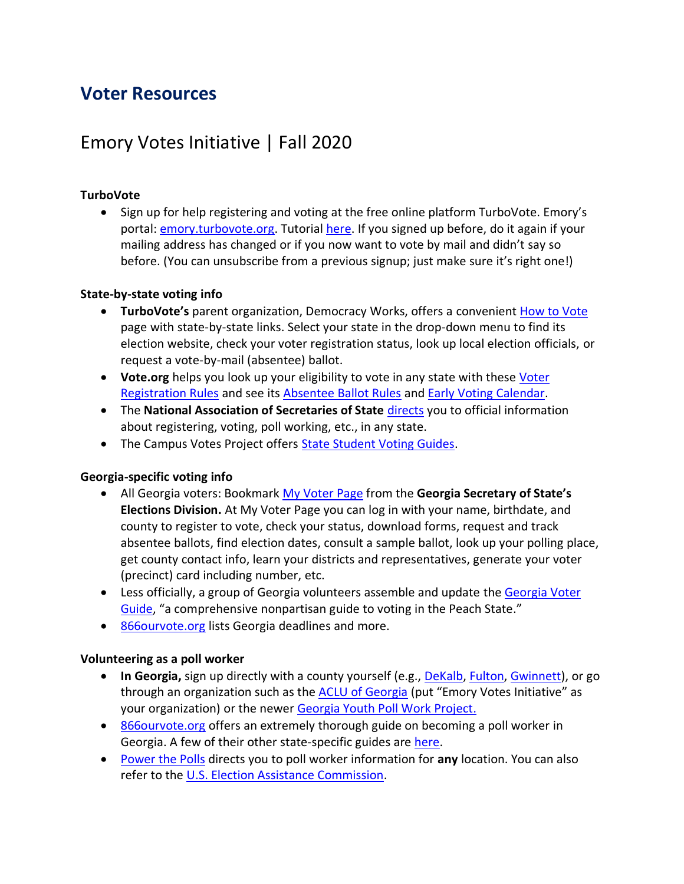# Voter Resources

## Emory Votes Initiative | Fall 2020

**TurboVote**

- Sign up for help registering and voting at the free online platform TurboVote. Emory's portal: emory.turbovote.org. Tutorial here. If you signed up before, do it again if your mailing address has changed or if you now want to vote by mail and didn't say so before. (You can unsubscribe from a previous signup; just make sure it's right one!)

**State-by-state voting info**

- **TurboVote's** parent organization, Democracy Works, offers a convenient How to Vote page with state-by-state links. Select your state in the drop-down menu to find its election website, check your voter registration status, look up local election officials, or request a vote-by-mail (absentee) ballot.
- **Vote.org** helps you look up your eligibility to vote in any state with these Voter Registration Rules and see its Absentee Ballot Rules and Early Voting Calendar.
- The **National Association of Secretaries of State** directs you to official information about registering, voting, poll working, etc., in any state.
- The Campus Votes Project offers State Student Voting Guides.

**Georgia-specific voting info**

- All Georgia voters: Bookmark My Voter Page from the **Georgia Secretary of State's Elections Division.** At My Voter Page you can log in with your name, birthdate, and county to register to vote, check your status, download forms, request and track absentee ballots, find election dates, consult a sample ballot, look up your polling place, get county contact info, learn your districts and representatives, generate your voter (precinct) card including number, etc.
- Less officially, a group of Georgia volunteers assemble and update the Georgia Voter Guide, "a comprehensive nonpartisan guide to voting in the Peach State."
- 866ourvote.org lists Georgia deadlines and more.

**Volunteering as a poll worker**

- **In Georgia,** sign up directly with a county yourself (e.g., DeKalb, Fulton, Gwinnett), or go through an organization such as the ACLU of Georgia (put "Emory Votes Initiative" as your organization) or the newer Georgia Youth Poll Work Project.
- 866ourvote.org offers an extremely thorough guide on becoming a poll worker in Georgia. A few of their other state-specific guides are here.
- Power the Polls directs you to poll worker information for **any** location. You can also refer to the U.S. Election Assistance Commission.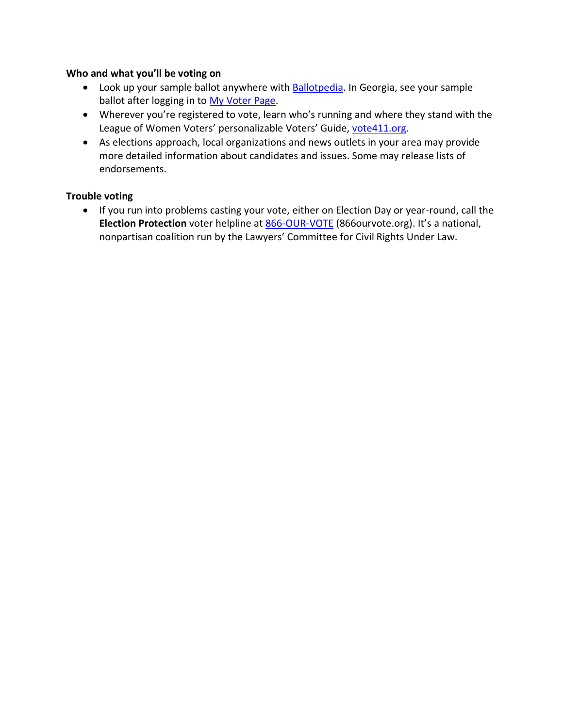**Who and what you'll be voting on**

- Look up your sample ballot anywhere with Ballotpedia. In Georgia, see your sample ballot after logging in to My Voter Page.
- Wherever you're registered to vote, learn who's running and where they stand with the League of Women Voters' personalizable Voters' Guide, vote411.org.
- As elections approach, local organizations and news outlets in your area may provide more detailed information about candidates and issues. Some may release lists of endorsements.

**Trouble voting**

- If you run into problems casting your vote, either on Election Day or year-round, call the **Election Protection** voter helpline at 866-OUR-VOTE (866ourvote.org). It's a national, nonpartisan coalition run by the Lawyers' Committee for Civil Rights Under Law.